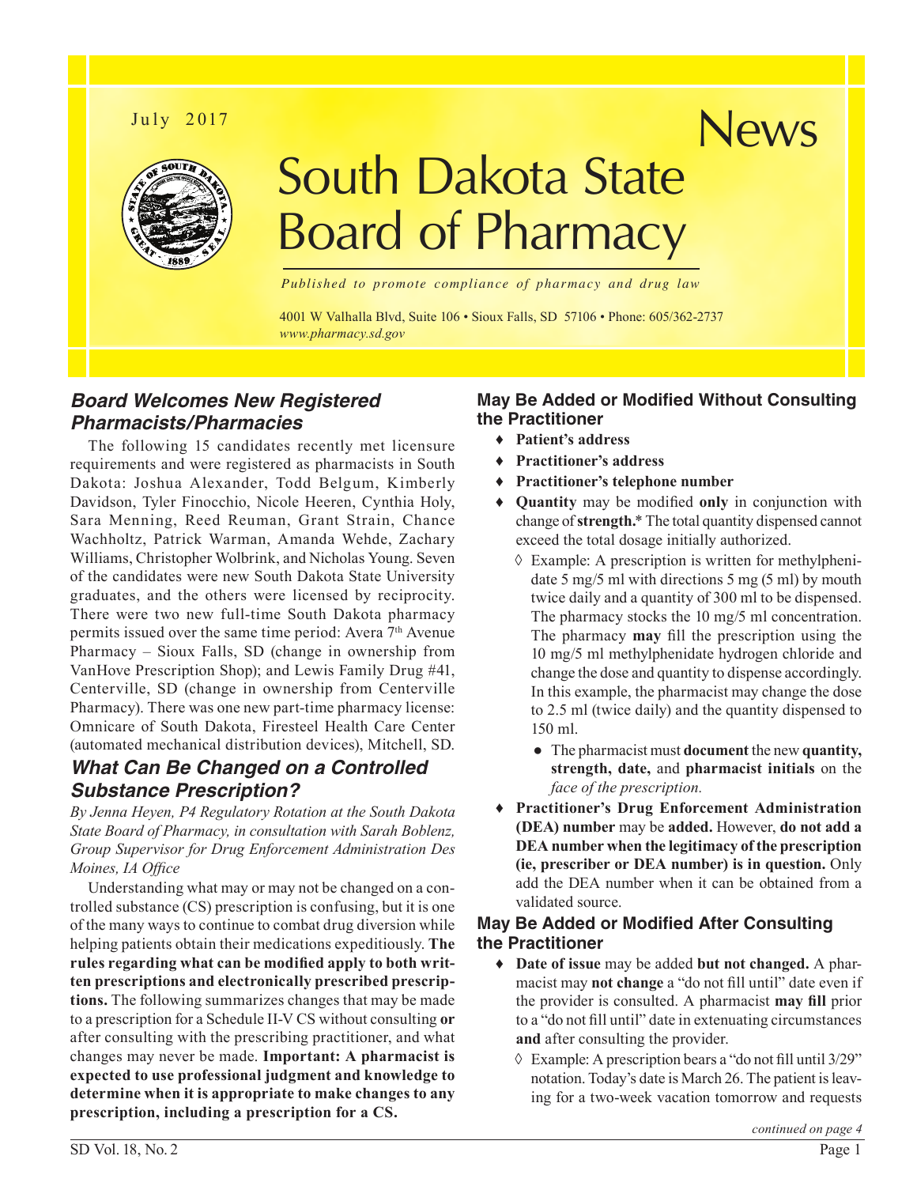July 2017

# South Dakota State Board of Pharmacy News

*Published to promote compliance of pharmacy and drug law*

4001 W Valhalla Blvd, Suite 106 • Sioux Falls, SD 57106 • Phone: 605/362-2737
*www.pharmacy.sd.gov*

## *Board Welcomes New Registered Pharmacists/Pharmacies*

The following 15 candidates recently met licensure requirements and were registered as pharmacists in South Dakota: Joshua Alexander, Todd Belgum, Kimberly Davidson, Tyler Finocchio, Nicole Heeren, Cynthia Holy, Sara Menning, Reed Reuman, Grant Strain, Chance Wachholtz, Patrick Warman, Amanda Wehde, Zachary Williams, Christopher Wolbrink, and Nicholas Young. Seven of the candidates were new South Dakota State University graduates, and the others were licensed by reciprocity. There were two new full-time South Dakota pharmacy permits issued over the same time period: Avera 7th Avenue Pharmacy – Sioux Falls, SD (change in ownership from VanHove Prescription Shop); and Lewis Family Drug #41, Centerville, SD (change in ownership from Centerville Pharmacy). There was one new part-time pharmacy license: Omnicare of South Dakota, Firesteel Health Care Center (automated mechanical distribution devices), Mitchell, SD.

## *What Can Be Changed on a Controlled Substance Prescription?*

*By Jenna Heyen, P4 Regulatory Rotation at the South Dakota State Board of Pharmacy, in consultation with Sarah Boblenz, Group Supervisor for Drug Enforcement Administration Des Moines, IA Office*

Understanding what may or may not be changed on a controlled substance (CS) prescription is confusing, but it is one of the many ways to continue to combat drug diversion while helping patients obtain their medications expeditiously. **The rules regarding what can be modified apply to both written prescriptions and electronically prescribed prescriptions.** The following summarizes changes that may be made to a prescription for a Schedule II-V CS without consulting **or** after consulting with the prescribing practitioner, and what changes may never be made. **Important: A pharmacist is expected to use professional judgment and knowledge to determine when it is appropriate to make changes to any prescription, including a prescription for a CS.**

### May Be Added or Modified Without Consulting the Practitioner

- **Patient's address**
- **Practitioner's address**
- **Practitioner's telephone number**
- **Quantity** may be modified **only** in conjunction with change of **strength.*** The total quantity dispensed cannot exceed the total dosage initially authorized.
  - Example: A prescription is written for methylphenidate 5 mg/5 ml with directions 5 mg (5 ml) by mouth twice daily and a quantity of 300 ml to be dispensed. The pharmacy stocks the 10 mg/5 ml concentration. The pharmacy **may** fill the prescription using the 10 mg/5 ml methylphenidate hydrogen chloride and change the dose and quantity to dispense accordingly. In this example, the pharmacist may change the dose to 2.5 ml (twice daily) and the quantity dispensed to 150 ml.
    - The pharmacist must **document** the new **quantity, strength, date,** and **pharmacist initials** on the *face of the prescription.*
- **Practitioner's Drug Enforcement Administration (DEA) number** may be **added.** However, **do not add a DEA number when the legitimacy of the prescription (ie, prescriber or DEA number) is in question.** Only add the DEA number when it can be obtained from a validated source.

### May Be Added or Modified After Consulting the Practitioner

- **Date of issue** may be added **but not changed.** A pharmacist may **not change** a "do not fill until" date even if the provider is consulted. A pharmacist **may fill** prior to a "do not fill until" date in extenuating circumstances **and** after consulting the provider.
  - Example: A prescription bears a "do not fill until 3/29" notation. Today's date is March 26. The patient is leaving for a two-week vacation tomorrow and requests

*continued on page 4*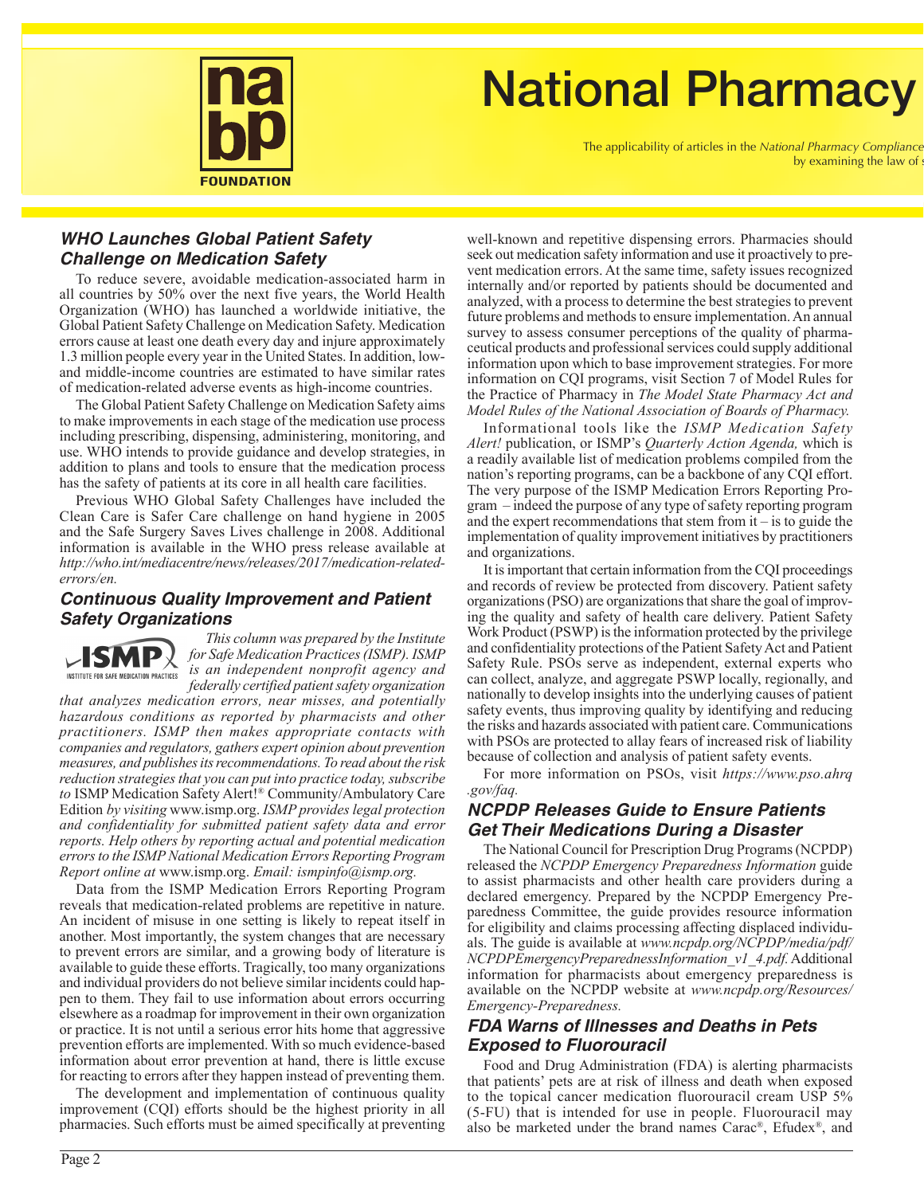# National Pharmacy

The applicability of articles in the *National Pharmacy Compliance* ... by examining the law of ...

## WHO Launches Global Patient Safety Challenge on Medication Safety

To reduce severe, avoidable medication-associated harm in all countries by 50% over the next five years, the World Health Organization (WHO) has launched a worldwide initiative, the Global Patient Safety Challenge on Medication Safety. Medication errors cause at least one death every day and injure approximately 1.3 million people every year in the United States. In addition, low- and middle-income countries are estimated to have similar rates of medication-related adverse events as high-income countries.

The Global Patient Safety Challenge on Medication Safety aims to make improvements in each stage of the medication use process including prescribing, dispensing, administering, monitoring, and use. WHO intends to provide guidance and develop strategies, in addition to plans and tools to ensure that the medication process has the safety of patients at its core in all health care facilities.

Previous WHO Global Safety Challenges have included the Clean Care is Safer Care challenge on hand hygiene in 2005 and the Safe Surgery Saves Lives challenge in 2008. Additional information is available in the WHO press release available at *http://who.int/mediacentre/news/releases/2017/medication-related-errors/en.*

## Continuous Quality Improvement and Patient Safety Organizations

*This column was prepared by the Institute for Safe Medication Practices (ISMP). ISMP is an independent nonprofit agency and federally certified patient safety organization that analyzes medication errors, near misses, and potentially hazardous conditions as reported by pharmacists and other practitioners. ISMP then makes appropriate contacts with companies and regulators, gathers expert opinion about prevention measures, and publishes its recommendations. To read about the risk reduction strategies that you can put into practice today, subscribe to* ISMP Medication Safety Alert!® Community/Ambulatory Care Edition *by visiting* www.ismp.org. *ISMP provides legal protection and confidentiality for submitted patient safety data and error reports. Help others by reporting actual and potential medication errors to the ISMP National Medication Errors Reporting Program Report online at* www.ismp.org. *Email: ismpinfo@ismp.org.*

Data from the ISMP Medication Errors Reporting Program reveals that medication-related problems are repetitive in nature. An incident of misuse in one setting is likely to repeat itself in another. Most importantly, the system changes that are necessary to prevent errors are similar, and a growing body of literature is available to guide these efforts. Tragically, too many organizations and individual providers do not believe similar incidents could happen to them. They fail to use information about errors occurring elsewhere as a roadmap for improvement in their own organization or practice. It is not until a serious error hits home that aggressive prevention efforts are implemented. With so much evidence-based information about error prevention at hand, there is little excuse for reacting to errors after they happen instead of preventing them.

The development and implementation of continuous quality improvement (CQI) efforts should be the highest priority in all pharmacies. Such efforts must be aimed specifically at preventing well-known and repetitive dispensing errors. Pharmacies should seek out medication safety information and use it proactively to prevent medication errors. At the same time, safety issues recognized internally and/or reported by patients should be documented and analyzed, with a process to determine the best strategies to prevent future problems and methods to ensure implementation. An annual survey to assess consumer perceptions of the quality of pharmaceutical products and professional services could supply additional information upon which to base improvement strategies. For more information on CQI programs, visit Section 7 of Model Rules for the Practice of Pharmacy in *The Model State Pharmacy Act and Model Rules of the National Association of Boards of Pharmacy.*

Informational tools like the *ISMP Medication Safety Alert!* publication, or ISMP's *Quarterly Action Agenda,* which is a readily available list of medication problems compiled from the nation's reporting programs, can be a backbone of any CQI effort. The very purpose of the ISMP Medication Errors Reporting Program – indeed the purpose of any type of safety reporting program and the expert recommendations that stem from it – is to guide the implementation of quality improvement initiatives by practitioners and organizations.

It is important that certain information from the CQI proceedings and records of review be protected from discovery. Patient safety organizations (PSO) are organizations that share the goal of improving the quality and safety of health care delivery. Patient Safety Work Product (PSWP) is the information protected by the privilege and confidentiality protections of the Patient Safety Act and Patient Safety Rule. PSOs serve as independent, external experts who can collect, analyze, and aggregate PSWP locally, regionally, and nationally to develop insights into the underlying causes of patient safety events, thus improving quality by identifying and reducing the risks and hazards associated with patient care. Communications with PSOs are protected to allay fears of increased risk of liability because of collection and analysis of patient safety events.

For more information on PSOs, visit *https://www.pso.ahrq.gov/faq.*

## NCPDP Releases Guide to Ensure Patients Get Their Medications During a Disaster

The National Council for Prescription Drug Programs (NCPDP) released the *NCPDP Emergency Preparedness Information* guide to assist pharmacists and other health care providers during a declared emergency. Prepared by the NCPDP Emergency Preparedness Committee, the guide provides resource information for eligibility and claims processing affecting displaced individuals. The guide is available at *www.ncpdp.org/NCPDP/media/pdf/NCPDPEmergencyPreparednessInformation_v1_4.pdf.* Additional information for pharmacists about emergency preparedness is available on the NCPDP website at *www.ncpdp.org/Resources/Emergency-Preparedness.*

## FDA Warns of Illnesses and Deaths in Pets Exposed to Fluorouracil

Food and Drug Administration (FDA) is alerting pharmacists that patients' pets are at risk of illness and death when exposed to the topical cancer medication fluorouracil cream USP 5% (5-FU) that is intended for use in people. Fluorouracil may also be marketed under the brand names Carac®, Efudex®, and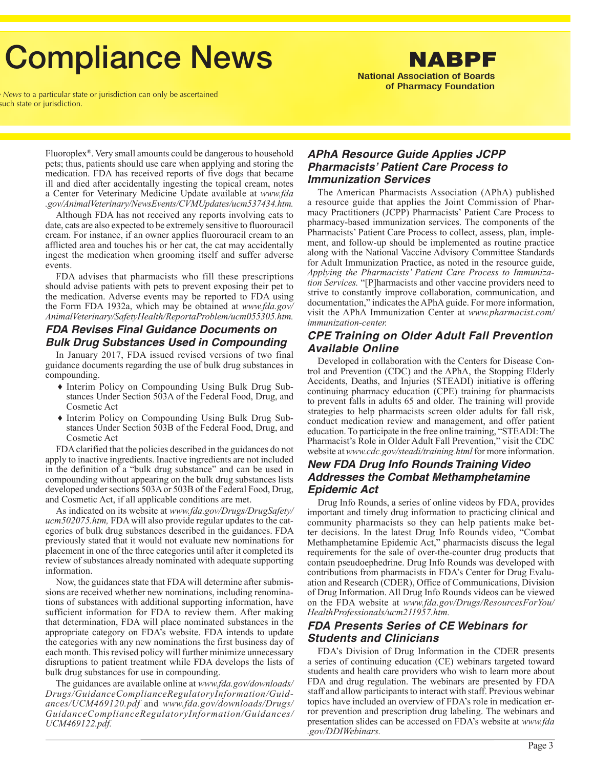Fluoroplex®. Very small amounts could be dangerous to household pets; thus, patients should use care when applying and storing the medication. FDA has received reports of five dogs that became ill and died after accidentally ingesting the topical cream, notes a Center for Veterinary Medicine Update available at *www.fda.gov/AnimalVeterinary/NewsEvents/CVMUpdates/ucm537434.htm.*

Although FDA has not received any reports involving cats to date, cats are also expected to be extremely sensitive to fluorouracil cream. For instance, if an owner applies fluorouracil cream to an afflicted area and touches his or her cat, the cat may accidentally ingest the medication when grooming itself and suffer adverse events.

FDA advises that pharmacists who fill these prescriptions should advise patients with pets to prevent exposing their pet to the medication. Adverse events may be reported to FDA using the Form FDA 1932a, which may be obtained at *www.fda.gov/AnimalVeterinary/SafetyHealth/ReportaProblem/ucm055305.htm.*

## FDA Revises Final Guidance Documents on Bulk Drug Substances Used in Compounding

In January 2017, FDA issued revised versions of two final guidance documents regarding the use of bulk drug substances in compounding.

- Interim Policy on Compounding Using Bulk Drug Substances Under Section 503A of the Federal Food, Drug, and Cosmetic Act
- Interim Policy on Compounding Using Bulk Drug Substances Under Section 503B of the Federal Food, Drug, and Cosmetic Act

FDA clarified that the policies described in the guidances do not apply to inactive ingredients. Inactive ingredients are not included in the definition of a "bulk drug substance" and can be used in compounding without appearing on the bulk drug substances lists developed under sections 503A or 503B of the Federal Food, Drug, and Cosmetic Act, if all applicable conditions are met.

As indicated on its website at *www.fda.gov/Drugs/DrugSafety/ucm502075.htm,* FDA will also provide regular updates to the categories of bulk drug substances described in the guidances. FDA previously stated that it would not evaluate new nominations for placement in one of the three categories until after it completed its review of substances already nominated with adequate supporting information.

Now, the guidances state that FDA will determine after submissions are received whether new nominations, including renominations of substances with additional supporting information, have sufficient information for FDA to review them. After making that determination, FDA will place nominated substances in the appropriate category on FDA's website. FDA intends to update the categories with any new nominations the first business day of each month. This revised policy will further minimize unnecessary disruptions to patient treatment while FDA develops the lists of bulk drug substances for use in compounding.

The guidances are available online at *www.fda.gov/downloads/Drugs/GuidanceComplianceRegulatoryInformation/Guidances/UCM469120.pdf* and *www.fda.gov/downloads/Drugs/GuidanceComplianceRegulatoryInformation/Guidances/UCM469122.pdf.*

## APhA Resource Guide Applies JCPP Pharmacists' Patient Care Process to Immunization Services

The American Pharmacists Association (APhA) published a resource guide that applies the Joint Commission of Pharmacy Practitioners (JCPP) Pharmacists' Patient Care Process to pharmacy-based immunization services. The components of the Pharmacists' Patient Care Process to collect, assess, plan, implement, and follow-up should be implemented as routine practice along with the National Vaccine Advisory Committee Standards for Adult Immunization Practice, as noted in the resource guide, *Applying the Pharmacists' Patient Care Process to Immunization Services.* "[P]harmacists and other vaccine providers need to strive to constantly improve collaboration, communication, and documentation," indicates the APhA guide. For more information, visit the APhA Immunization Center at *www.pharmacist.com/immunization-center.*

## CPE Training on Older Adult Fall Prevention Available Online

Developed in collaboration with the Centers for Disease Control and Prevention (CDC) and the APhA, the Stopping Elderly Accidents, Deaths, and Injuries (STEADI) initiative is offering continuing pharmacy education (CPE) training for pharmacists to prevent falls in adults 65 and older. The training will provide strategies to help pharmacists screen older adults for fall risk, conduct medication review and management, and offer patient education. To participate in the free online training, "STEADI: The Pharmacist's Role in Older Adult Fall Prevention," visit the CDC website at *www.cdc.gov/steadi/training.html* for more information.

## New FDA Drug Info Rounds Training Video Addresses the Combat Methamphetamine Epidemic Act

Drug Info Rounds, a series of online videos by FDA, provides important and timely drug information to practicing clinical and community pharmacists so they can help patients make better decisions. In the latest Drug Info Rounds video, "Combat Methamphetamine Epidemic Act," pharmacists discuss the legal requirements for the sale of over-the-counter drug products that contain pseudoephedrine. Drug Info Rounds was developed with contributions from pharmacists in FDA's Center for Drug Evaluation and Research (CDER), Office of Communications, Division of Drug Information. All Drug Info Rounds videos can be viewed on the FDA website at *www.fda.gov/Drugs/ResourcesForYou/HealthProfessionals/ucm211957.htm.*

## FDA Presents Series of CE Webinars for Students and Clinicians

FDA's Division of Drug Information in the CDER presents a series of continuing education (CE) webinars targeted toward students and health care providers who wish to learn more about FDA and drug regulation. The webinars are presented by FDA staff and allow participants to interact with staff. Previous webinar topics have included an overview of FDA's role in medication error prevention and prescription drug labeling. The webinars and presentation slides can be accessed on FDA's website at *www.fda.gov/DDIWebinars.*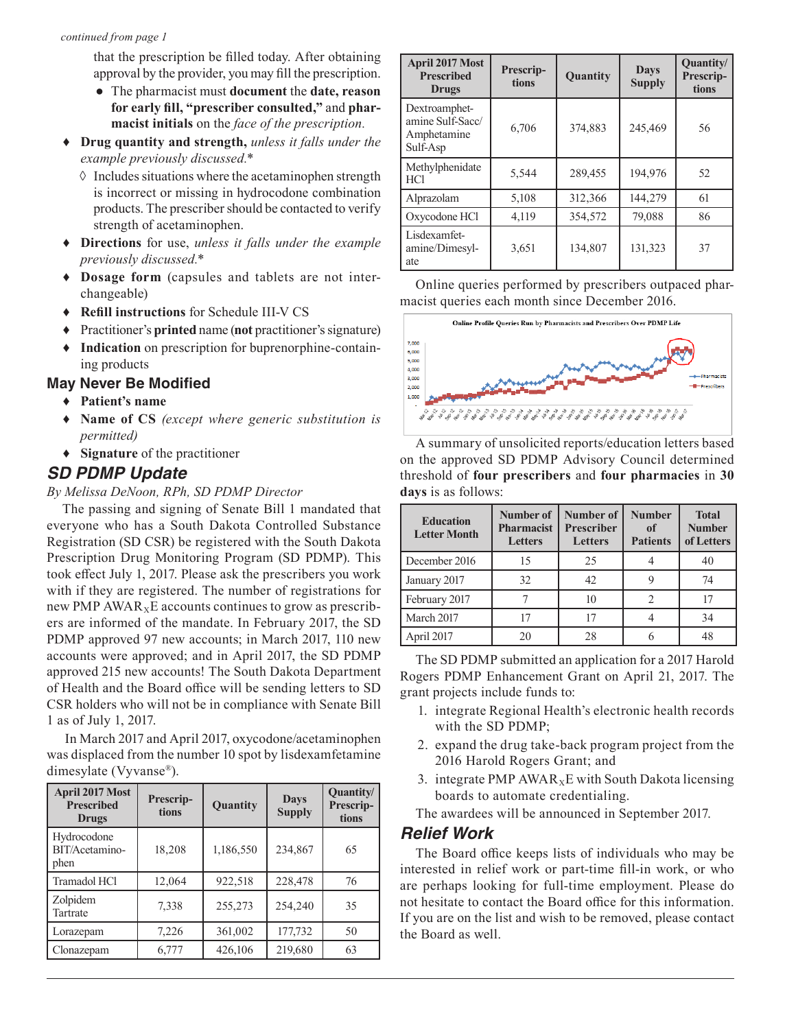*continued from page 1*

that the prescription be filled today. After obtaining approval by the provider, you may fill the prescription.

- The pharmacist must **document** the **date, reason for early fill, "prescriber consulted,"** and **pharmacist initials** on the *face of the prescription.*

♦ **Drug quantity and strength,** *unless it falls under the example previously discussed.**

◊ Includes situations where the acetaminophen strength is incorrect or missing in hydrocodone combination products. The prescriber should be contacted to verify strength of acetaminophen.

♦ **Directions** for use, *unless it falls under the example previously discussed.**

♦ **Dosage form** (capsules and tablets are not interchangeable)

♦ **Refill instructions** for Schedule III-V CS

♦ Practitioner's **printed** name (**not** practitioner's signature)

♦ **Indication** on prescription for buprenorphine-containing products

## May Never Be Modified

♦ **Patient's name**

♦ **Name of CS** *(except where generic substitution is permitted)*

♦ **Signature** of the practitioner

## *SD PDMP Update*

*By Melissa DeNoon, RPh, SD PDMP Director*

The passing and signing of Senate Bill 1 mandated that everyone who has a South Dakota Controlled Substance Registration (SD CSR) be registered with the South Dakota Prescription Drug Monitoring Program (SD PDMP). This took effect July 1, 2017. Please ask the prescribers you work with if they are registered. The number of registrations for new PMP AWAR$_X$E accounts continues to grow as prescribers are informed of the mandate. In February 2017, the SD PDMP approved 97 new accounts; in March 2017, 110 new accounts were approved; and in April 2017, the SD PDMP approved 215 new accounts! The South Dakota Department of Health and the Board office will be sending letters to SD CSR holders who will not be in compliance with Senate Bill 1 as of July 1, 2017.

In March 2017 and April 2017, oxycodone/acetaminophen was displaced from the number 10 spot by lisdexamfetamine dimesylate (Vyvanse®).

| April 2017 Most Prescribed Drugs | Prescriptions | Quantity | Days Supply | Quantity/ Prescriptions |
|---|---|---|---|---|
| Hydrocodone BIT/Acetaminophen | 18,208 | 1,186,550 | 234,867 | 65 |
| Tramadol HCl | 12,064 | 922,518 | 228,478 | 76 |
| Zolpidem Tartrate | 7,338 | 255,273 | 254,240 | 35 |
| Lorazepam | 7,226 | 361,002 | 177,732 | 50 |
| Clonazepam | 6,777 | 426,106 | 219,680 | 63 |
| Dextroamphetamine Sulf-Sacc/ Amphetamine Sulf-Asp | 6,706 | 374,883 | 245,469 | 56 |
| Methylphenidate HCl | 5,544 | 289,455 | 194,976 | 52 |
| Alprazolam | 5,108 | 312,366 | 144,279 | 61 |
| Oxycodone HCl | 4,119 | 354,572 | 79,088 | 86 |
| Lisdexamfetamine/Dimesylate | 3,651 | 134,807 | 131,323 | 37 |

Online queries performed by prescribers outpaced pharmacist queries each month since December 2016.

A summary of unsolicited reports/education letters based on the approved SD PDMP Advisory Council determined threshold of **four prescribers** and **four pharmacies** in **30 days** is as follows:

| Education Letter Month | Number of Pharmacist Letters | Number of Prescriber Letters | Number of Patients | Total Number of Letters |
|---|---|---|---|---|
| December 2016 | 15 | 25 | 4 | 40 |
| January 2017 | 32 | 42 | 9 | 74 |
| February 2017 | 7 | 10 | 2 | 17 |
| March 2017 | 17 | 17 | 4 | 34 |
| April 2017 | 20 | 28 | 6 | 48 |

The SD PDMP submitted an application for a 2017 Harold Rogers PDMP Enhancement Grant on April 21, 2017. The grant projects include funds to:

1. integrate Regional Health's electronic health records with the SD PDMP;
2. expand the drug take-back program project from the 2016 Harold Rogers Grant; and
3. integrate PMP AWAR$_X$E with South Dakota licensing boards to automate credentialing.

The awardees will be announced in September 2017.

## *Relief Work*

The Board office keeps lists of individuals who may be interested in relief work or part-time fill-in work, or who are perhaps looking for full-time employment. Please do not hesitate to contact the Board office for this information. If you are on the list and wish to be removed, please contact the Board as well.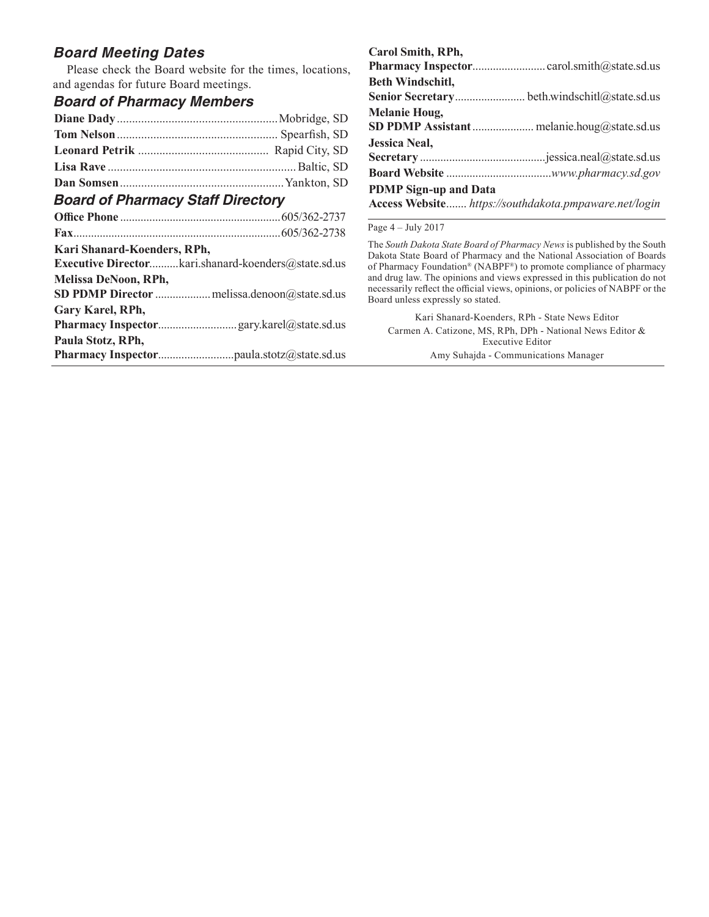## Board Meeting Dates

Please check the Board website for the times, locations, and agendas for future Board meetings.

## Board of Pharmacy Members

**Diane Dady** ........ Mobridge, SD
**Tom Nelson** ........ Spearfish, SD
**Leonard Petrik** ........ Rapid City, SD
**Lisa Rave** ........ Baltic, SD
**Dan Somsen** ........ Yankton, SD

## Board of Pharmacy Staff Directory

**Office Phone** ........ 605/362-2737
**Fax** ........ 605/362-2738

**Kari Shanard-Koenders, RPh,**
**Executive Director** ........ kari.shanard-koenders@state.sd.us

**Melissa DeNoon, RPh,**
**SD PDMP Director** ........ melissa.denoon@state.sd.us

**Gary Karel, RPh,**
**Pharmacy Inspector** ........ gary.karel@state.sd.us

**Paula Stotz, RPh,**
**Pharmacy Inspector** ........ paula.stotz@state.sd.us

**Carol Smith, RPh,**
**Pharmacy Inspector** ........ carol.smith@state.sd.us

**Beth Windschitl,**
**Senior Secretary** ........ beth.windschitl@state.sd.us

**Melanie Houg,**
**SD PDMP Assistant** ........ melanie.houg@state.sd.us

**Jessica Neal,**
**Secretary** ........ jessica.neal@state.sd.us

**Board Website** ........ *www.pharmacy.sd.gov*

**PDMP Sign-up and Data**
**Access Website** ........ *https://southdakota.pmpaware.net/login*

---

Page 4 – July 2017

The *South Dakota State Board of Pharmacy News* is published by the South Dakota State Board of Pharmacy and the National Association of Boards of Pharmacy Foundation® (NABPF®) to promote compliance of pharmacy and drug law. The opinions and views expressed in this publication do not necessarily reflect the official views, opinions, or policies of NABPF or the Board unless expressly so stated.

Kari Shanard-Koenders, RPh - State News Editor
Carmen A. Catizone, MS, RPh, DPh - National News Editor & Executive Editor
Amy Suhajda - Communications Manager